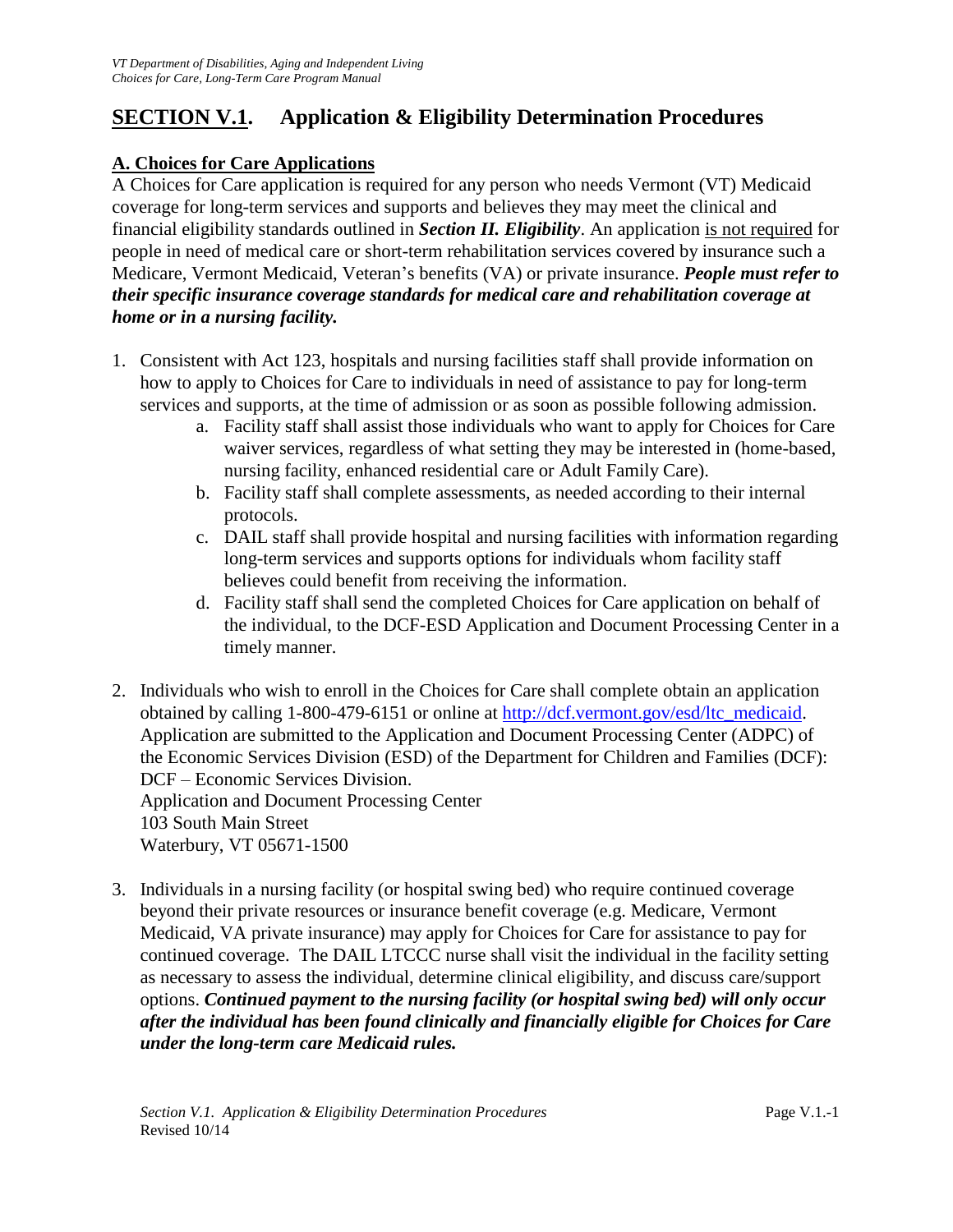## SECTION V.1. Application & Eligibility Determination Procedures

### A. Choices for Care Applications

A Choices for Care application is required for any person who needs Vermont (VT) Medicaid coverage for long-term services and supports and believes they may meet the clinical and financial eligibility standards outlined in ***Section II. Eligibility***. An application is not required for people in need of medical care or short-term rehabilitation services covered by insurance such a Medicare, Vermont Medicaid, Veteran's benefits (VA) or private insurance. ***People must refer to their specific insurance coverage standards for medical care and rehabilitation coverage at home or in a nursing facility.***

1. Consistent with Act 123, hospitals and nursing facilities staff shall provide information on how to apply to Choices for Care to individuals in need of assistance to pay for long-term services and supports, at the time of admission or as soon as possible following admission.
   a. Facility staff shall assist those individuals who want to apply for Choices for Care waiver services, regardless of what setting they may be interested in (home-based, nursing facility, enhanced residential care or Adult Family Care).
   b. Facility staff shall complete assessments, as needed according to their internal protocols.
   c. DAIL staff shall provide hospital and nursing facilities with information regarding long-term services and supports options for individuals whom facility staff believes could benefit from receiving the information.
   d. Facility staff shall send the completed Choices for Care application on behalf of the individual, to the DCF-ESD Application and Document Processing Center in a timely manner.

2. Individuals who wish to enroll in the Choices for Care shall complete obtain an application obtained by calling 1-800-479-6151 or online at http://dcf.vermont.gov/esd/ltc_medicaid. Application are submitted to the Application and Document Processing Center (ADPC) of the Economic Services Division (ESD) of the Department for Children and Families (DCF):
   DCF – Economic Services Division.
   Application and Document Processing Center
   103 South Main Street
   Waterbury, VT 05671-1500

3. Individuals in a nursing facility (or hospital swing bed) who require continued coverage beyond their private resources or insurance benefit coverage (e.g. Medicare, Vermont Medicaid, VA private insurance) may apply for Choices for Care for assistance to pay for continued coverage. The DAIL LTCCC nurse shall visit the individual in the facility setting as necessary to assess the individual, determine clinical eligibility, and discuss care/support options. ***Continued payment to the nursing facility (or hospital swing bed) will only occur after the individual has been found clinically and financially eligible for Choices for Care under the long-term care Medicaid rules.***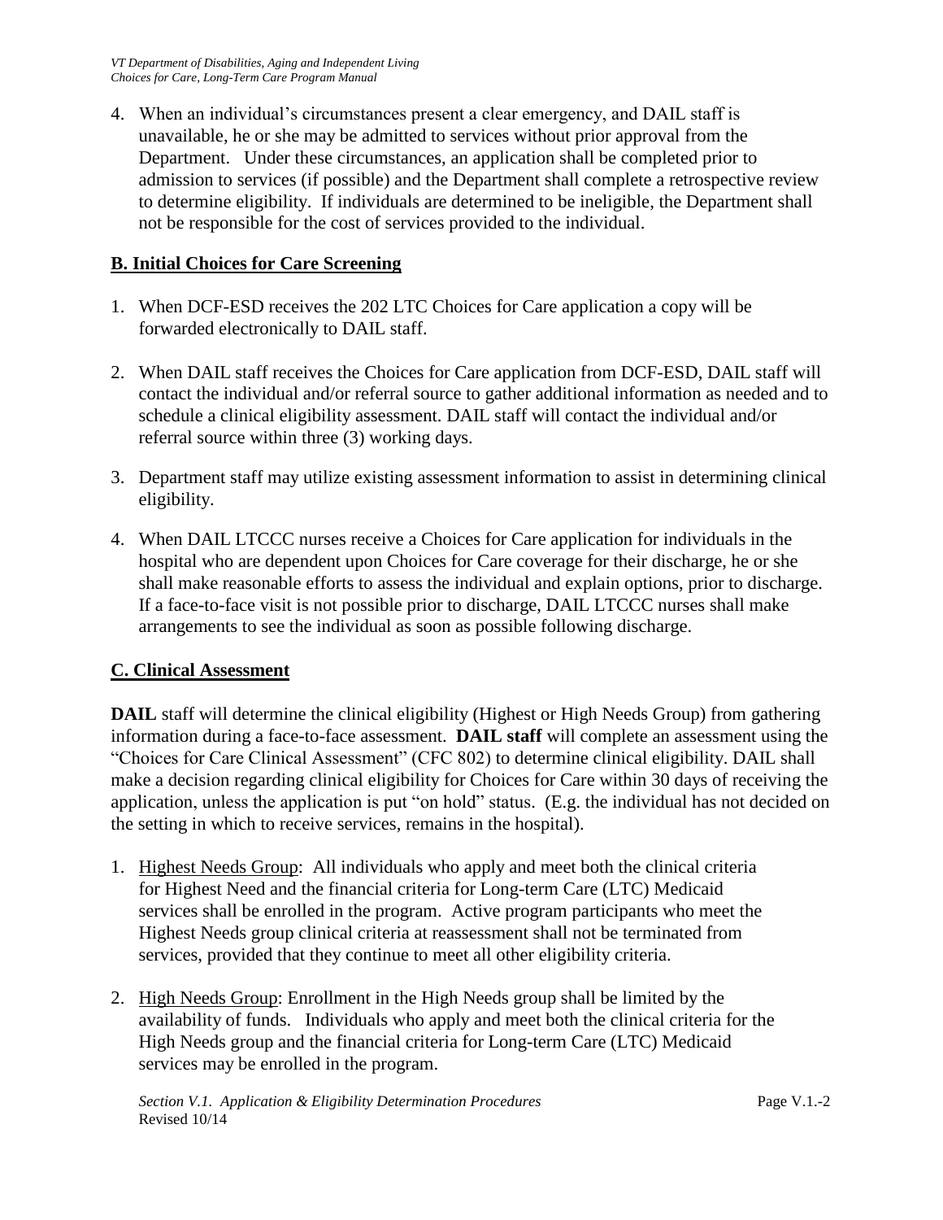4. When an individual's circumstances present a clear emergency, and DAIL staff is unavailable, he or she may be admitted to services without prior approval from the Department. Under these circumstances, an application shall be completed prior to admission to services (if possible) and the Department shall complete a retrospective review to determine eligibility. If individuals are determined to be ineligible, the Department shall not be responsible for the cost of services provided to the individual.

## B. Initial Choices for Care Screening

1. When DCF-ESD receives the 202 LTC Choices for Care application a copy will be forwarded electronically to DAIL staff.

2. When DAIL staff receives the Choices for Care application from DCF-ESD, DAIL staff will contact the individual and/or referral source to gather additional information as needed and to schedule a clinical eligibility assessment. DAIL staff will contact the individual and/or referral source within three (3) working days.

3. Department staff may utilize existing assessment information to assist in determining clinical eligibility.

4. When DAIL LTCCC nurses receive a Choices for Care application for individuals in the hospital who are dependent upon Choices for Care coverage for their discharge, he or she shall make reasonable efforts to assess the individual and explain options, prior to discharge. If a face-to-face visit is not possible prior to discharge, DAIL LTCCC nurses shall make arrangements to see the individual as soon as possible following discharge.

## C. Clinical Assessment

**DAIL** staff will determine the clinical eligibility (Highest or High Needs Group) from gathering information during a face-to-face assessment. **DAIL staff** will complete an assessment using the "Choices for Care Clinical Assessment" (CFC 802) to determine clinical eligibility. DAIL shall make a decision regarding clinical eligibility for Choices for Care within 30 days of receiving the application, unless the application is put "on hold" status. (E.g. the individual has not decided on the setting in which to receive services, remains in the hospital).

1. Highest Needs Group: All individuals who apply and meet both the clinical criteria for Highest Need and the financial criteria for Long-term Care (LTC) Medicaid services shall be enrolled in the program. Active program participants who meet the Highest Needs group clinical criteria at reassessment shall not be terminated from services, provided that they continue to meet all other eligibility criteria.

2. High Needs Group: Enrollment in the High Needs group shall be limited by the availability of funds. Individuals who apply and meet both the clinical criteria for the High Needs group and the financial criteria for Long-term Care (LTC) Medicaid services may be enrolled in the program.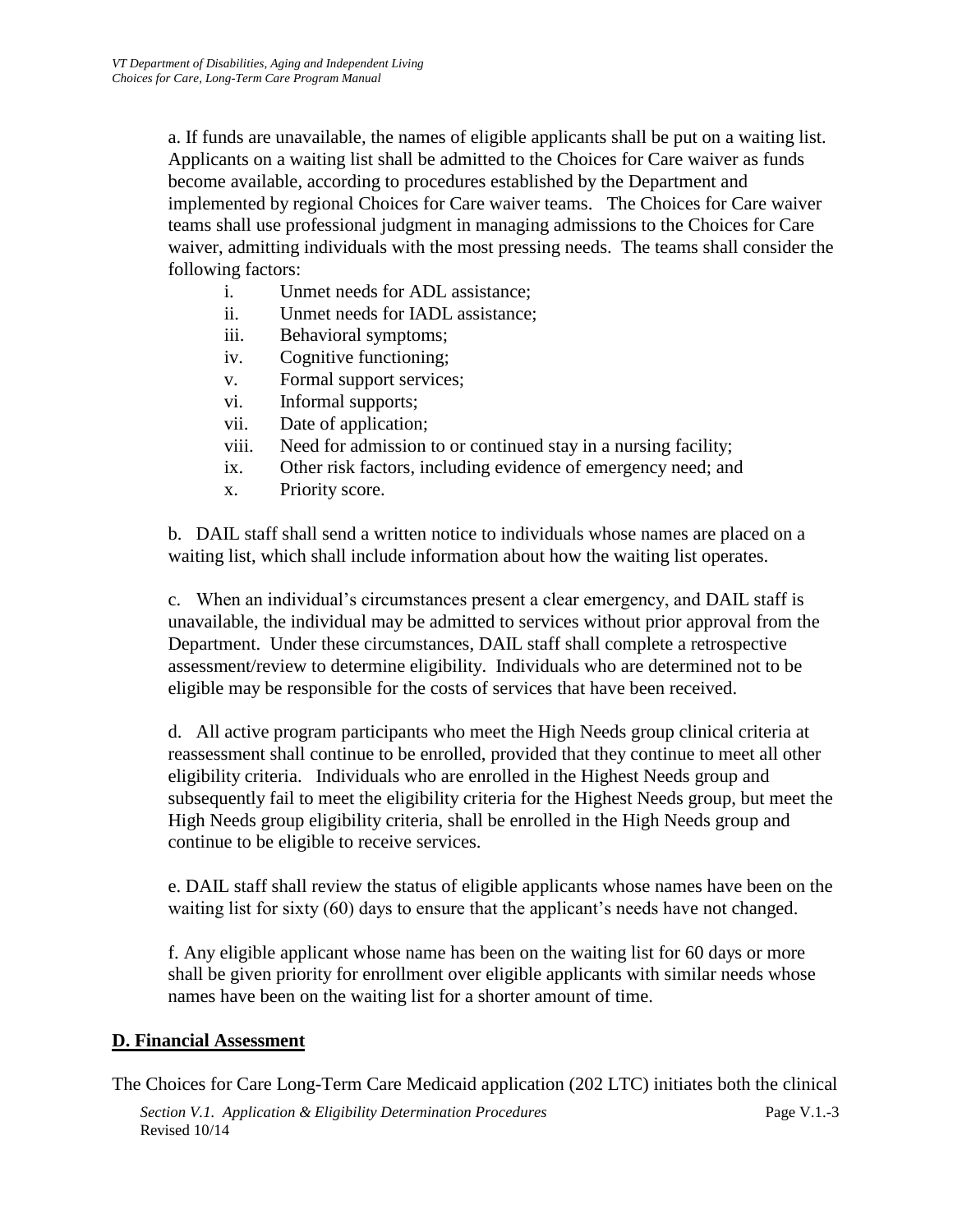a. If funds are unavailable, the names of eligible applicants shall be put on a waiting list. Applicants on a waiting list shall be admitted to the Choices for Care waiver as funds become available, according to procedures established by the Department and implemented by regional Choices for Care waiver teams. The Choices for Care waiver teams shall use professional judgment in managing admissions to the Choices for Care waiver, admitting individuals with the most pressing needs. The teams shall consider the following factors:

i. Unmet needs for ADL assistance;
ii. Unmet needs for IADL assistance;
iii. Behavioral symptoms;
iv. Cognitive functioning;
v. Formal support services;
vi. Informal supports;
vii. Date of application;
viii. Need for admission to or continued stay in a nursing facility;
ix. Other risk factors, including evidence of emergency need; and
x. Priority score.

b. DAIL staff shall send a written notice to individuals whose names are placed on a waiting list, which shall include information about how the waiting list operates.

c. When an individual's circumstances present a clear emergency, and DAIL staff is unavailable, the individual may be admitted to services without prior approval from the Department. Under these circumstances, DAIL staff shall complete a retrospective assessment/review to determine eligibility. Individuals who are determined not to be eligible may be responsible for the costs of services that have been received.

d. All active program participants who meet the High Needs group clinical criteria at reassessment shall continue to be enrolled, provided that they continue to meet all other eligibility criteria. Individuals who are enrolled in the Highest Needs group and subsequently fail to meet the eligibility criteria for the Highest Needs group, but meet the High Needs group eligibility criteria, shall be enrolled in the High Needs group and continue to be eligible to receive services.

e. DAIL staff shall review the status of eligible applicants whose names have been on the waiting list for sixty (60) days to ensure that the applicant's needs have not changed.

f. Any eligible applicant whose name has been on the waiting list for 60 days or more shall be given priority for enrollment over eligible applicants with similar needs whose names have been on the waiting list for a shorter amount of time.

## D. Financial Assessment

The Choices for Care Long-Term Care Medicaid application (202 LTC) initiates both the clinical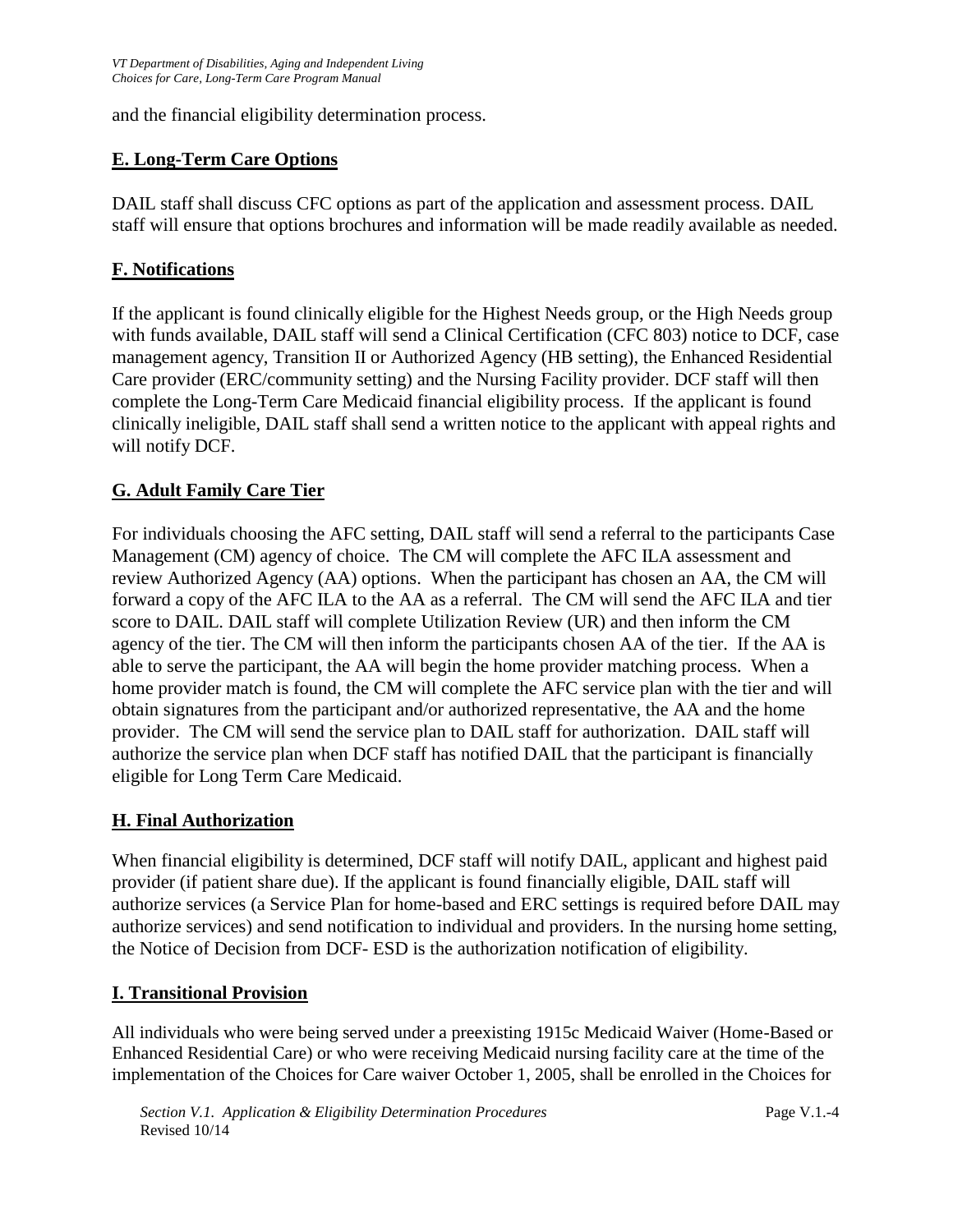and the financial eligibility determination process.

## E. Long-Term Care Options

DAIL staff shall discuss CFC options as part of the application and assessment process. DAIL staff will ensure that options brochures and information will be made readily available as needed.

## F. Notifications

If the applicant is found clinically eligible for the Highest Needs group, or the High Needs group with funds available, DAIL staff will send a Clinical Certification (CFC 803) notice to DCF, case management agency, Transition II or Authorized Agency (HB setting), the Enhanced Residential Care provider (ERC/community setting) and the Nursing Facility provider. DCF staff will then complete the Long-Term Care Medicaid financial eligibility process. If the applicant is found clinically ineligible, DAIL staff shall send a written notice to the applicant with appeal rights and will notify DCF.

## G. Adult Family Care Tier

For individuals choosing the AFC setting, DAIL staff will send a referral to the participants Case Management (CM) agency of choice. The CM will complete the AFC ILA assessment and review Authorized Agency (AA) options. When the participant has chosen an AA, the CM will forward a copy of the AFC ILA to the AA as a referral. The CM will send the AFC ILA and tier score to DAIL. DAIL staff will complete Utilization Review (UR) and then inform the CM agency of the tier. The CM will then inform the participants chosen AA of the tier. If the AA is able to serve the participant, the AA will begin the home provider matching process. When a home provider match is found, the CM will complete the AFC service plan with the tier and will obtain signatures from the participant and/or authorized representative, the AA and the home provider. The CM will send the service plan to DAIL staff for authorization. DAIL staff will authorize the service plan when DCF staff has notified DAIL that the participant is financially eligible for Long Term Care Medicaid.

## H. Final Authorization

When financial eligibility is determined, DCF staff will notify DAIL, applicant and highest paid provider (if patient share due). If the applicant is found financially eligible, DAIL staff will authorize services (a Service Plan for home-based and ERC settings is required before DAIL may authorize services) and send notification to individual and providers. In the nursing home setting, the Notice of Decision from DCF- ESD is the authorization notification of eligibility.

## I. Transitional Provision

All individuals who were being served under a preexisting 1915c Medicaid Waiver (Home-Based or Enhanced Residential Care) or who were receiving Medicaid nursing facility care at the time of the implementation of the Choices for Care waiver October 1, 2005, shall be enrolled in the Choices for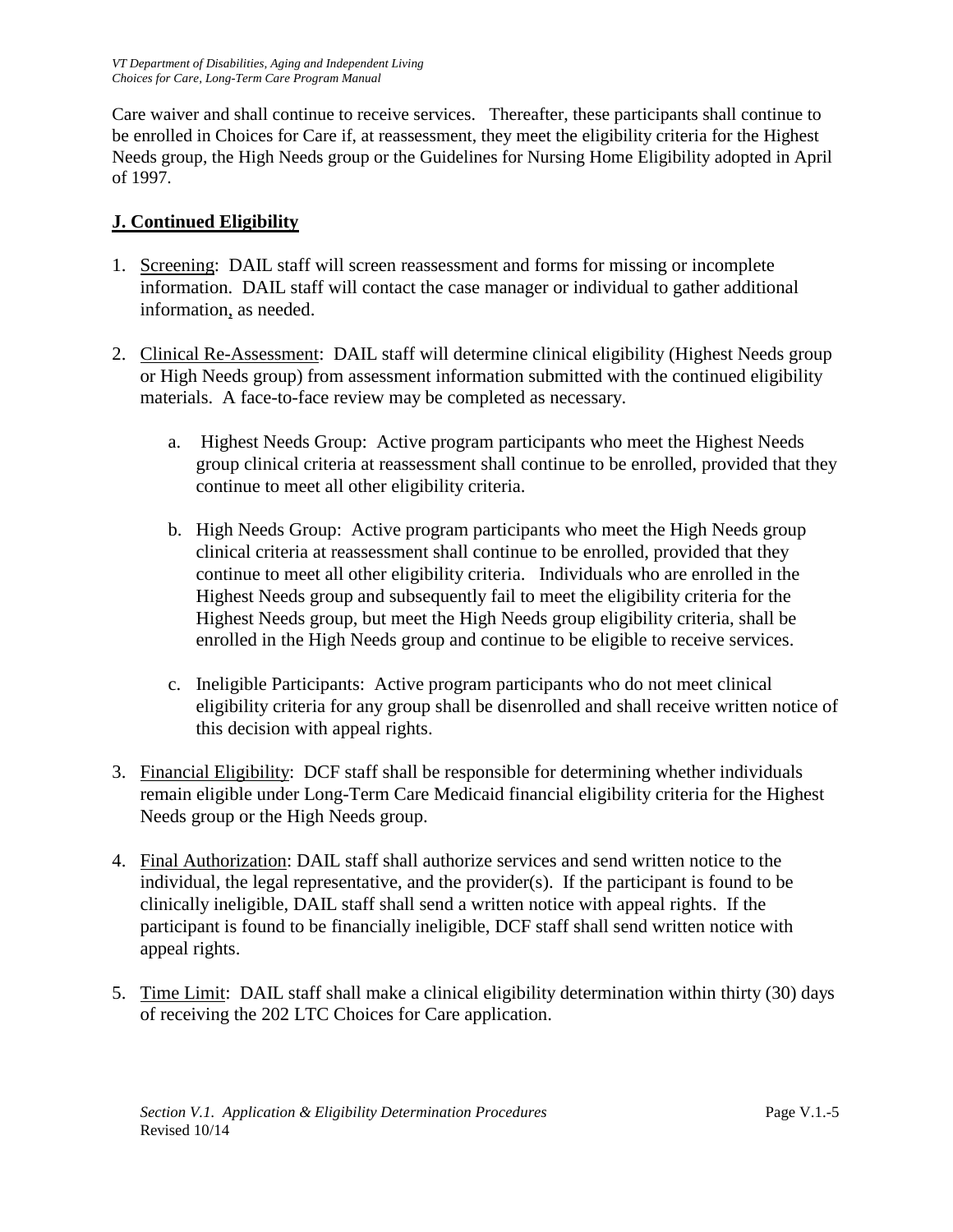Care waiver and shall continue to receive services. Thereafter, these participants shall continue to be enrolled in Choices for Care if, at reassessment, they meet the eligibility criteria for the Highest Needs group, the High Needs group or the Guidelines for Nursing Home Eligibility adopted in April of 1997.

## J. Continued Eligibility

1. Screening: DAIL staff will screen reassessment and forms for missing or incomplete information. DAIL staff will contact the case manager or individual to gather additional information, as needed.

2. Clinical Re-Assessment: DAIL staff will determine clinical eligibility (Highest Needs group or High Needs group) from assessment information submitted with the continued eligibility materials. A face-to-face review may be completed as necessary.

   a. Highest Needs Group: Active program participants who meet the Highest Needs group clinical criteria at reassessment shall continue to be enrolled, provided that they continue to meet all other eligibility criteria.

   b. High Needs Group: Active program participants who meet the High Needs group clinical criteria at reassessment shall continue to be enrolled, provided that they continue to meet all other eligibility criteria. Individuals who are enrolled in the Highest Needs group and subsequently fail to meet the eligibility criteria for the Highest Needs group, but meet the High Needs group eligibility criteria, shall be enrolled in the High Needs group and continue to be eligible to receive services.

   c. Ineligible Participants: Active program participants who do not meet clinical eligibility criteria for any group shall be disenrolled and shall receive written notice of this decision with appeal rights.

3. Financial Eligibility: DCF staff shall be responsible for determining whether individuals remain eligible under Long-Term Care Medicaid financial eligibility criteria for the Highest Needs group or the High Needs group.

4. Final Authorization: DAIL staff shall authorize services and send written notice to the individual, the legal representative, and the provider(s). If the participant is found to be clinically ineligible, DAIL staff shall send a written notice with appeal rights. If the participant is found to be financially ineligible, DCF staff shall send written notice with appeal rights.

5. Time Limit: DAIL staff shall make a clinical eligibility determination within thirty (30) days of receiving the 202 LTC Choices for Care application.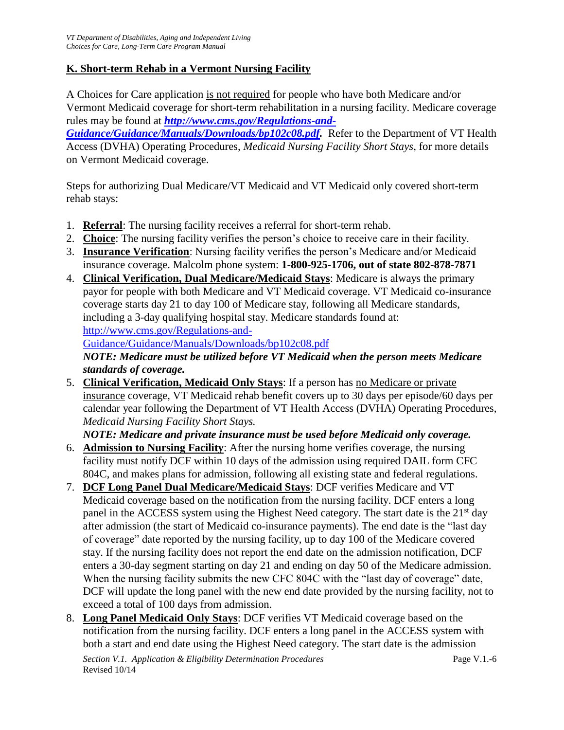## K. Short-term Rehab in a Vermont Nursing Facility

A Choices for Care application is not required for people who have both Medicare and/or Vermont Medicaid coverage for short-term rehabilitation in a nursing facility. Medicare coverage rules may be found at ***http://www.cms.gov/Regulations-and-Guidance/Guidance/Manuals/Downloads/bp102c08.pdf.*** Refer to the Department of VT Health Access (DVHA) Operating Procedures, *Medicaid Nursing Facility Short Stays*, for more details on Vermont Medicaid coverage.

Steps for authorizing Dual Medicare/VT Medicaid and VT Medicaid only covered short-term rehab stays:

1. **Referral**: The nursing facility receives a referral for short-term rehab.
2. **Choice**: The nursing facility verifies the person's choice to receive care in their facility.
3. **Insurance Verification**: Nursing facility verifies the person's Medicare and/or Medicaid insurance coverage. Malcolm phone system: **1-800-925-1706, out of state 802-878-7871**
4. **Clinical Verification, Dual Medicare/Medicaid Stays**: Medicare is always the primary payor for people with both Medicare and VT Medicaid coverage. VT Medicaid co-insurance coverage starts day 21 to day 100 of Medicare stay, following all Medicare standards, including a 3-day qualifying hospital stay. Medicare standards found at: http://www.cms.gov/Regulations-and-Guidance/Guidance/Manuals/Downloads/bp102c08.pdf
   ***NOTE: Medicare must be utilized before VT Medicaid when the person meets Medicare standards of coverage.***
5. **Clinical Verification, Medicaid Only Stays**: If a person has no Medicare or private insurance coverage, VT Medicaid rehab benefit covers up to 30 days per episode/60 days per calendar year following the Department of VT Health Access (DVHA) Operating Procedures, *Medicaid Nursing Facility Short Stays.*
   ***NOTE: Medicare and private insurance must be used before Medicaid only coverage.***
6. **Admission to Nursing Facility**: After the nursing home verifies coverage, the nursing facility must notify DCF within 10 days of the admission using required DAIL form CFC 804C, and makes plans for admission, following all existing state and federal regulations.
7. **DCF Long Panel Dual Medicare/Medicaid Stays**: DCF verifies Medicare and VT Medicaid coverage based on the notification from the nursing facility. DCF enters a long panel in the ACCESS system using the Highest Need category. The start date is the 21st day after admission (the start of Medicaid co-insurance payments). The end date is the "last day of coverage" date reported by the nursing facility, up to day 100 of the Medicare covered stay. If the nursing facility does not report the end date on the admission notification, DCF enters a 30-day segment starting on day 21 and ending on day 50 of the Medicare admission. When the nursing facility submits the new CFC 804C with the "last day of coverage" date, DCF will update the long panel with the new end date provided by the nursing facility, not to exceed a total of 100 days from admission.
8. **Long Panel Medicaid Only Stays**: DCF verifies VT Medicaid coverage based on the notification from the nursing facility. DCF enters a long panel in the ACCESS system with both a start and end date using the Highest Need category. The start date is the admission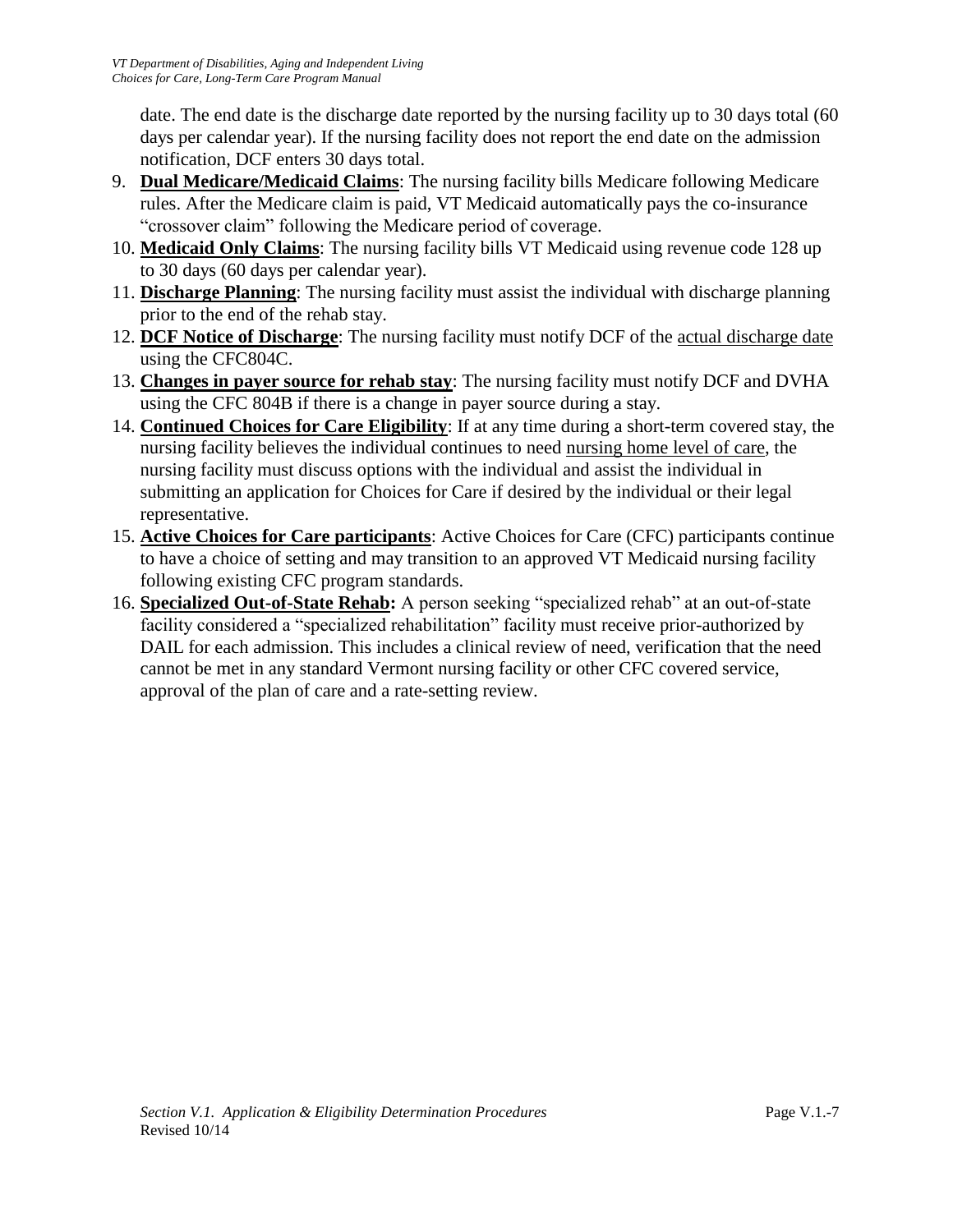date. The end date is the discharge date reported by the nursing facility up to 30 days total (60 days per calendar year). If the nursing facility does not report the end date on the admission notification, DCF enters 30 days total.

9. **Dual Medicare/Medicaid Claims**: The nursing facility bills Medicare following Medicare rules. After the Medicare claim is paid, VT Medicaid automatically pays the co-insurance "crossover claim" following the Medicare period of coverage.
10. **Medicaid Only Claims**: The nursing facility bills VT Medicaid using revenue code 128 up to 30 days (60 days per calendar year).
11. **Discharge Planning**: The nursing facility must assist the individual with discharge planning prior to the end of the rehab stay.
12. **DCF Notice of Discharge**: The nursing facility must notify DCF of the actual discharge date using the CFC804C.
13. **Changes in payer source for rehab stay**: The nursing facility must notify DCF and DVHA using the CFC 804B if there is a change in payer source during a stay.
14. **Continued Choices for Care Eligibility**: If at any time during a short-term covered stay, the nursing facility believes the individual continues to need nursing home level of care, the nursing facility must discuss options with the individual and assist the individual in submitting an application for Choices for Care if desired by the individual or their legal representative.
15. **Active Choices for Care participants**: Active Choices for Care (CFC) participants continue to have a choice of setting and may transition to an approved VT Medicaid nursing facility following existing CFC program standards.
16. **Specialized Out-of-State Rehab:** A person seeking "specialized rehab" at an out-of-state facility considered a "specialized rehabilitation" facility must receive prior-authorized by DAIL for each admission. This includes a clinical review of need, verification that the need cannot be met in any standard Vermont nursing facility or other CFC covered service, approval of the plan of care and a rate-setting review.